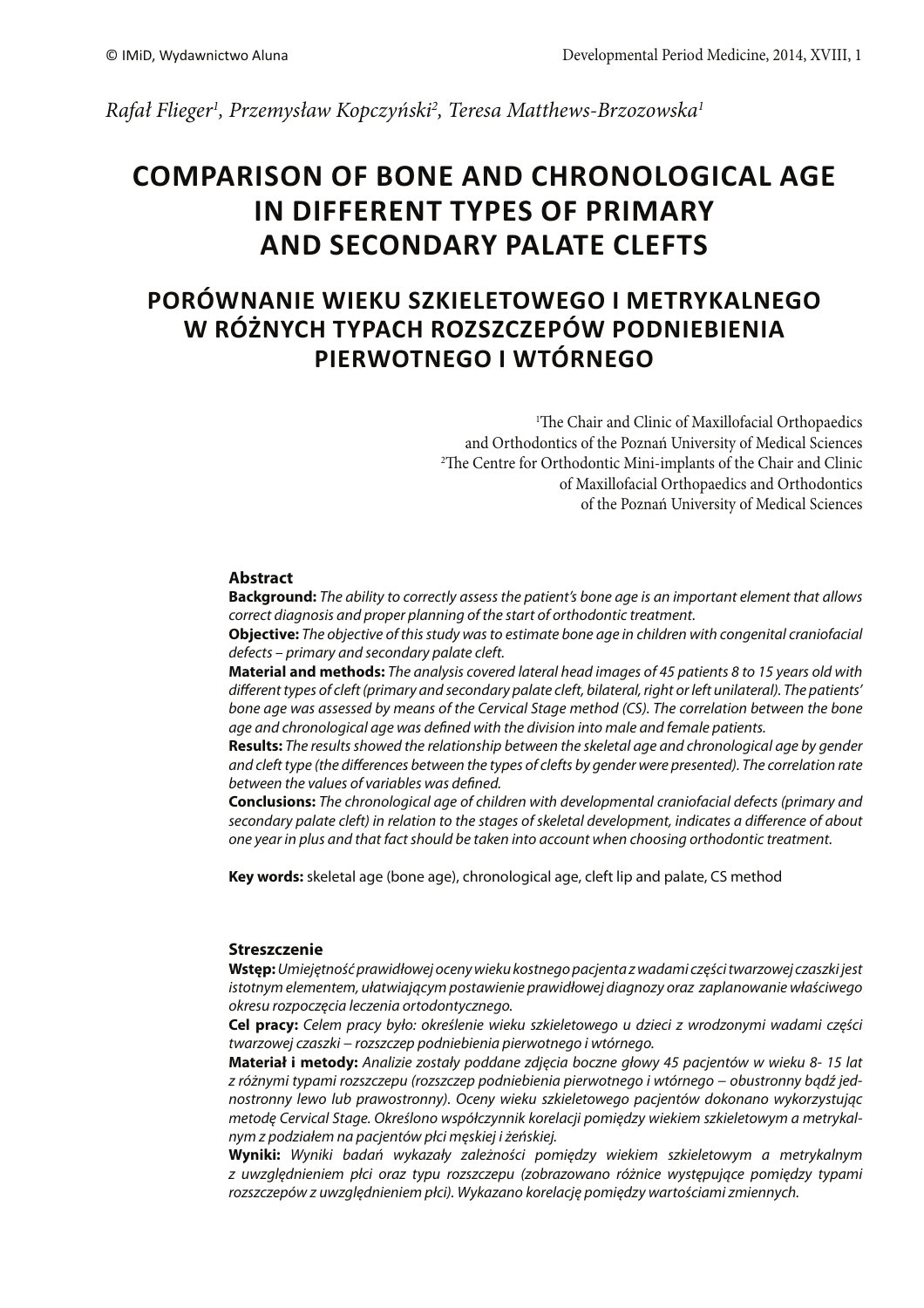*Rafał Flieger[1], Przemysław Kopczyński[2], Teresa Matthews-Brzozowska[1]*

# COMPARISON OF BONE AND CHRONOLOGICAL AGE IN DIFFERENT TYPES OF PRIMARY AND SECONDARY PALATE CLEFTS

# PORÓWNANIE WIEKU SZKIELETOWEGO I METRYKALNEGO W RÓŻNYCH TYPACH ROZSZCZEPÓW PODNIEBIENIA PIERWOTNEGO I WTÓRNEGO

[1]The Chair and Clinic of Maxillofacial Orthopaedics and Orthodontics of the Poznań University of Medical Sciences
[2]The Centre for Orthodontic Mini-implants of the Chair and Clinic of Maxillofacial Orthopaedics and Orthodontics of the Poznań University of Medical Sciences

### Abstract

**Background:** *The ability to correctly assess the patient's bone age is an important element that allows correct diagnosis and proper planning of the start of orthodontic treatment.*

**Objective:** *The objective of this study was to estimate bone age in children with congenital craniofacial defects – primary and secondary palate cleft.*

**Material and methods:** *The analysis covered lateral head images of 45 patients 8 to 15 years old with different types of cleft (primary and secondary palate cleft, bilateral, right or left unilateral). The patients' bone age was assessed by means of the Cervical Stage method (CS). The correlation between the bone age and chronological age was defined with the division into male and female patients.*

**Results:** *The results showed the relationship between the skeletal age and chronological age by gender and cleft type (the differences between the types of clefts by gender were presented). The correlation rate between the values of variables was defined.*

**Conclusions:** *The chronological age of children with developmental craniofacial defects (primary and secondary palate cleft) in relation to the stages of skeletal development, indicates a difference of about one year in plus and that fact should be taken into account when choosing orthodontic treatment.*

**Key words:** skeletal age (bone age), chronological age, cleft lip and palate, CS method

### Streszczenie

**Wstęp:** *Umiejętność prawidłowej oceny wieku kostnego pacjenta z wadami części twarzowej czaszki jest istotnym elementem, ułatwiającym postawienie prawidłowej diagnozy oraz zaplanowanie właściwego okresu rozpoczęcia leczenia ortodontycznego.*

**Cel pracy:** *Celem pracy było: określenie wieku szkieletowego u dzieci z wrodzonymi wadami części twarzowej czaszki – rozszczep podniebienia pierwotnego i wtórnego.*

**Materiał i metody:** *Analizie zostały poddane zdjęcia boczne głowy 45 pacjentów w wieku 8- 15 lat z różnymi typami rozszczepu (rozszczep podniebienia pierwotnego i wtórnego – obustronny bądź jednostronny lewo lub prawostronny). Oceny wieku szkieletowego pacjentów dokonano wykorzystując metodę Cervical Stage. Określono współczynnik korelacji pomiędzy wiekiem szkieletowym a metrykalnym z podziałem na pacjentów płci męskiej i żeńskiej.*

**Wyniki:** *Wyniki badań wykazały zależności pomiędzy wiekiem szkieletowym a metrykalnym z uwzględnieniem płci oraz typu rozszczepu (zobrazowano różnice występujące pomiędzy typami rozszczepów z uwzględnieniem płci). Wykazano korelację pomiędzy wartościami zmiennych.*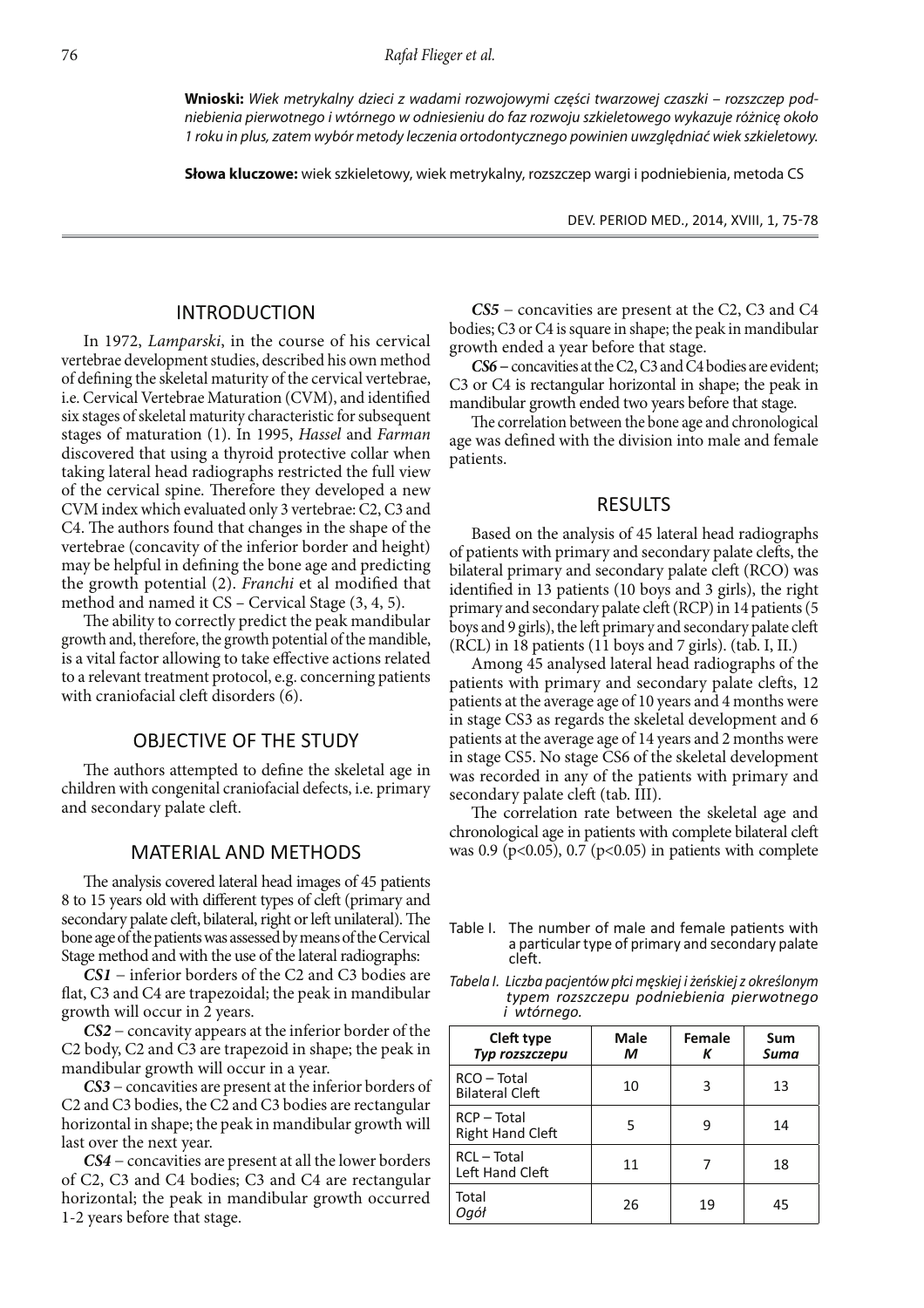**Wnioski:** *Wiek metrykalny dzieci z wadami rozwojowymi części twarzowej czaszki – rozszczep podniebienia pierwotnego i wtórnego w odniesieniu do faz rozwoju szkieletowego wykazuje różnicę około 1 roku in plus, zatem wybór metody leczenia ortodontycznego powinien uwzględniać wiek szkieletowy.*

**Słowa kluczowe:** wiek szkieletowy, wiek metrykalny, rozszczep wargi i podniebienia, metoda CS

## INTRODUCTION

In 1972, *Lamparski*, in the course of his cervical vertebrae development studies, described his own method of defining the skeletal maturity of the cervical vertebrae, i.e. Cervical Vertebrae Maturation (CVM), and identified six stages of skeletal maturity characteristic for subsequent stages of maturation (1). In 1995, *Hassel* and *Farman* discovered that using a thyroid protective collar when taking lateral head radiographs restricted the full view of the cervical spine. Therefore they developed a new CVM index which evaluated only 3 vertebrae: C2, C3 and C4. The authors found that changes in the shape of the vertebrae (concavity of the inferior border and height) may be helpful in defining the bone age and predicting the growth potential (2). *Franchi* et al modified that method and named it CS – Cervical Stage (3, 4, 5).

The ability to correctly predict the peak mandibular growth and, therefore, the growth potential of the mandible, is a vital factor allowing to take effective actions related to a relevant treatment protocol, e.g. concerning patients with craniofacial cleft disorders (6).

## OBJECTIVE OF THE STUDY

The authors attempted to define the skeletal age in children with congenital craniofacial defects, i.e. primary and secondary palate cleft.

## MATERIAL AND METHODS

The analysis covered lateral head images of 45 patients 8 to 15 years old with different types of cleft (primary and secondary palate cleft, bilateral, right or left unilateral). The bone age of the patients was assessed by means of the Cervical Stage method and with the use of the lateral radiographs:

***CS1*** – inferior borders of the C2 and C3 bodies are flat, C3 and C4 are trapezoidal; the peak in mandibular growth will occur in 2 years.

***CS2*** – concavity appears at the inferior border of the C2 body, C2 and C3 are trapezoid in shape; the peak in mandibular growth will occur in a year.

***CS3*** – concavities are present at the inferior borders of C2 and C3 bodies, the C2 and C3 bodies are rectangular horizontal in shape; the peak in mandibular growth will last over the next year.

***CS4*** – concavities are present at all the lower borders of C2, C3 and C4 bodies; C3 and C4 are rectangular horizontal; the peak in mandibular growth occurred 1-2 years before that stage.

***CS5*** – concavities are present at the C2, C3 and C4 bodies; C3 or C4 is square in shape; the peak in mandibular growth ended a year before that stage.

***CS6*** – concavities at the C2, C3 and C4 bodies are evident; C3 or C4 is rectangular horizontal in shape; the peak in mandibular growth ended two years before that stage.

The correlation between the bone age and chronological age was defined with the division into male and female patients.

## RESULTS

Based on the analysis of 45 lateral head radiographs of patients with primary and secondary palate clefts, the bilateral primary and secondary palate cleft (RCO) was identified in 13 patients (10 boys and 3 girls), the right primary and secondary palate cleft (RCP) in 14 patients (5 boys and 9 girls), the left primary and secondary palate cleft (RCL) in 18 patients (11 boys and 7 girls). (tab. I, II.)

Among 45 analysed lateral head radiographs of the patients with primary and secondary palate clefts, 12 patients at the average age of 10 years and 4 months were in stage CS3 as regards the skeletal development and 6 patients at the average age of 14 years and 2 months were in stage CS5. No stage CS6 of the skeletal development was recorded in any of the patients with primary and secondary palate cleft (tab. III).

The correlation rate between the skeletal age and chronological age in patients with complete bilateral cleft was 0.9 ($p<0.05$), 0.7 ($p<0.05$) in patients with complete

Table I. The number of male and female patients with a particular type of primary and secondary palate cleft.

*Tabela I. Liczba pacjentów płci męskiej i żeńskiej z określonym typem rozszczepu podniebienia pierwotnego i wtórnego.*

| Cleft type *Typ rozszczepu* | Male *M* | Female *K* | Sum *Suma* |
|---|---|---|---|
| RCO – Total Bilateral Cleft | 10 | 3 | 13 |
| RCP – Total Right Hand Cleft | 5 | 9 | 14 |
| RCL – Total Left Hand Cleft | 11 | 7 | 18 |
| Total *Ogół* | 26 | 19 | 45 |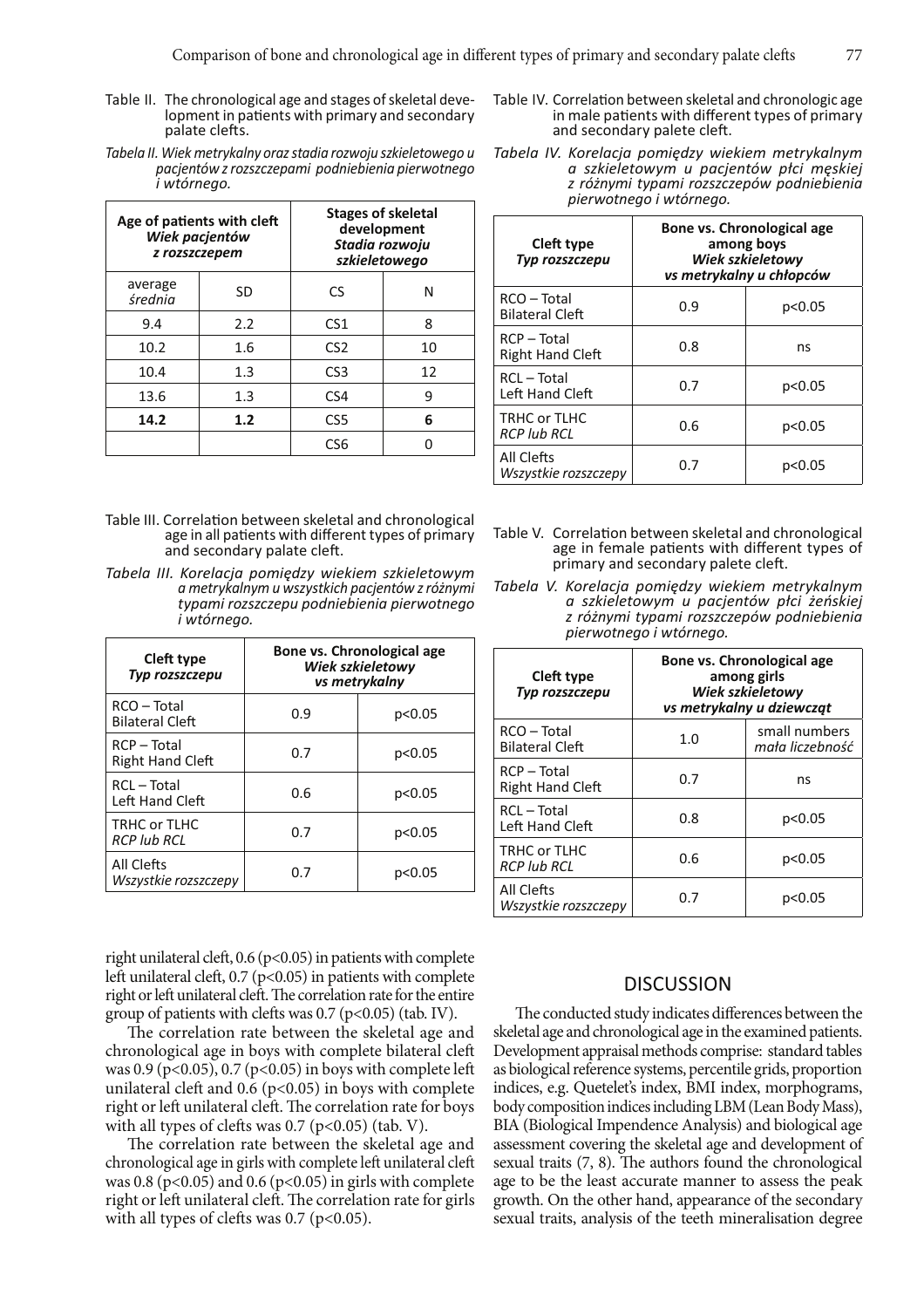Table II. The chronological age and stages of skeletal development in patients with primary and secondary palate clefts.

*Tabela II. Wiek metrykalny oraz stadia rozwoju szkieletowego u pacjentów z rozszczepami podniebienia pierwotnego i wtórnego.*

| **Age of patients with cleft** *Wiek pacjentów z rozszczepem* | | **Stages of skeletal development** *Stadia rozwoju szkieletowego* | |
|---|---|---|---|
| average *średnia* | SD | CS | N |
| 9.4 | 2.2 | CS1 | 8 |
| 10.2 | 1.6 | CS2 | 10 |
| 10.4 | 1.3 | CS3 | 12 |
| 13.6 | 1.3 | CS4 | 9 |
| **14.2** | **1.2** | CS5 | **6** |
| | | CS6 | 0 |

Table III. Correlation between skeletal and chronological age in all patients with different types of primary and secondary palate cleft.

*Tabela III. Korelacja pomiędzy wiekiem szkieletowym a metrykalnym u wszystkich pacjentów z różnymi typami rozszczepu podniebienia pierwotnego i wtórnego.*

| **Cleft type** *Typ rozszczepu* | **Bone vs. Chronological age** *Wiek szkieletowy vs metrykalny* | |
|---|---|---|
| RCO – Total Bilateral Cleft | 0.9 | p<0.05 |
| RCP – Total Right Hand Cleft | 0.7 | p<0.05 |
| RCL – Total Left Hand Cleft | 0.6 | p<0.05 |
| TRHC or TLHC *RCP lub RCL* | 0.7 | p<0.05 |
| All Clefts *Wszystkie rozszczepy* | 0.7 | p<0.05 |

Table IV. Correlation between skeletal and chronologic age in male patients with different types of primary and secondary palete cleft.

*Tabela IV. Korelacja pomiędzy wiekiem metrykalnym a szkieletowym u pacjentów płci męskiej z różnymi typami rozszczepów podniebienia pierwotnego i wtórnego.*

| **Cleft type** *Typ rozszczepu* | **Bone vs. Chronological age among boys** *Wiek szkieletowy vs metrykalny u chłopców* | |
|---|---|---|
| RCO – Total Bilateral Cleft | 0.9 | p<0.05 |
| RCP – Total Right Hand Cleft | 0.8 | ns |
| RCL – Total Left Hand Cleft | 0.7 | p<0.05 |
| TRHC or TLHC *RCP lub RCL* | 0.6 | p<0.05 |
| All Clefts *Wszystkie rozszczepy* | 0.7 | p<0.05 |

Table V. Correlation between skeletal and chronological age in female patients with different types of primary and secondary palete cleft.

*Tabela V. Korelacja pomiędzy wiekiem metrykalnym a szkieletowym u pacjentów płci żeńskiej z różnymi typami rozszczepów podniebienia pierwotnego i wtórnego.*

| **Cleft type** *Typ rozszczepu* | **Bone vs. Chronological age among girls** *Wiek szkieletowy vs metrykalny u dziewcząt* | |
|---|---|---|
| RCO – Total Bilateral Cleft | 1.0 | small numbers *mała liczebność* |
| RCP – Total Right Hand Cleft | 0.7 | ns |
| RCL – Total Left Hand Cleft | 0.8 | p<0.05 |
| TRHC or TLHC *RCP lub RCL* | 0.6 | p<0.05 |
| All Clefts *Wszystkie rozszczepy* | 0.7 | p<0.05 |

right unilateral cleft, 0.6 ($p<0.05$) in patients with complete left unilateral cleft, 0.7 ($p<0.05$) in patients with complete right or left unilateral cleft. The correlation rate for the entire group of patients with clefts was 0.7 ($p<0.05$) (tab. IV).

The correlation rate between the skeletal age and chronological age in boys with complete bilateral cleft was 0.9 ($p<0.05$), 0.7 ($p<0.05$) in boys with complete left unilateral cleft and 0.6 ($p<0.05$) in boys with complete right or left unilateral cleft. The correlation rate for boys with all types of clefts was 0.7 ($p<0.05$) (tab. V).

The correlation rate between the skeletal age and chronological age in girls with complete left unilateral cleft was 0.8 ($p<0.05$) and 0.6 ($p<0.05$) in girls with complete right or left unilateral cleft. The correlation rate for girls with all types of clefts was 0.7 ($p<0.05$).

## DISCUSSION

The conducted study indicates differences between the skeletal age and chronological age in the examined patients. Development appraisal methods comprise: standard tables as biological reference systems, percentile grids, proportion indices, e.g. Quetelet's index, BMI index, morphograms, body composition indices including LBM (Lean Body Mass), BIA (Biological Impendence Analysis) and biological age assessment covering the skeletal age and development of sexual traits (7, 8). The authors found the chronological age to be the least accurate manner to assess the peak growth. On the other hand, appearance of the secondary sexual traits, analysis of the teeth mineralisation degree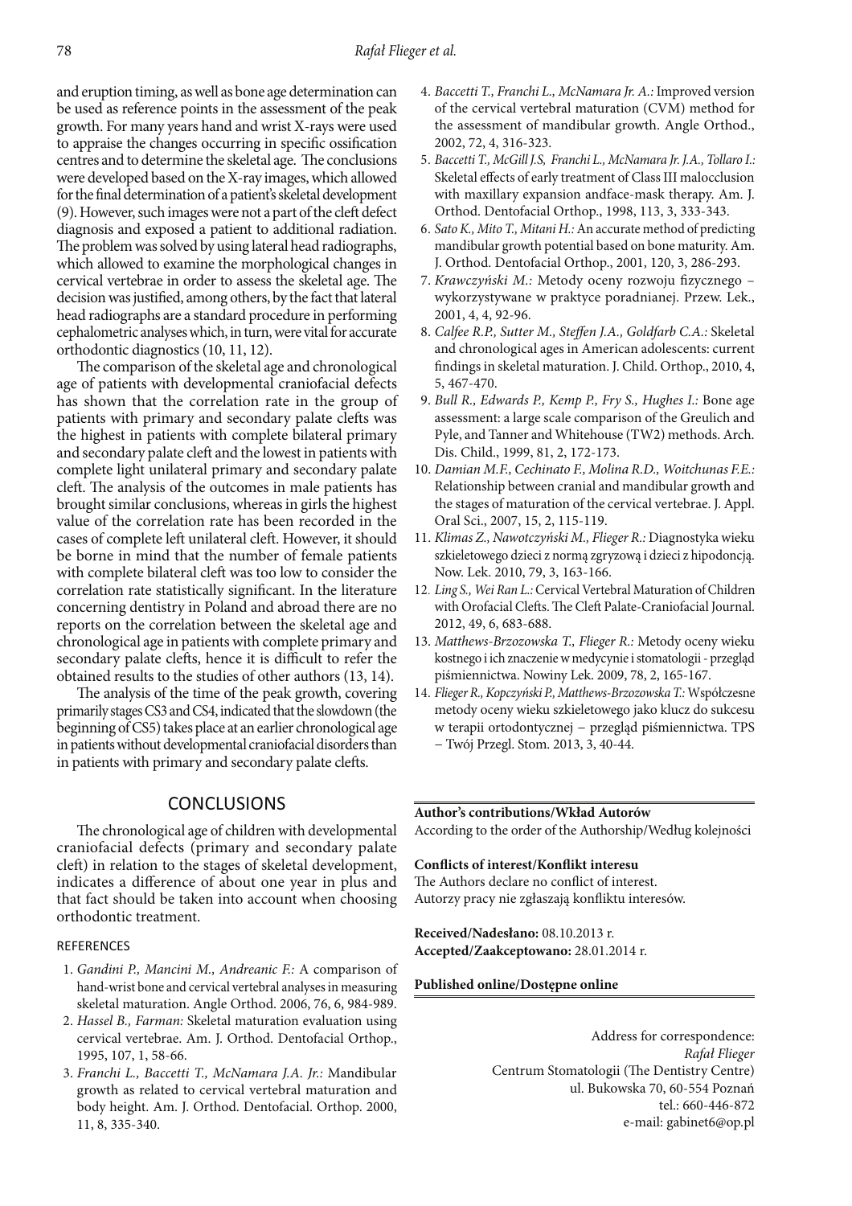and eruption timing, as well as bone age determination can be used as reference points in the assessment of the peak growth. For many years hand and wrist X-rays were used to appraise the changes occurring in specific ossification centres and to determine the skeletal age. The conclusions were developed based on the X-ray images, which allowed for the final determination of a patient's skeletal development (9). However, such images were not a part of the cleft defect diagnosis and exposed a patient to additional radiation. The problem was solved by using lateral head radiographs, which allowed to examine the morphological changes in cervical vertebrae in order to assess the skeletal age. The decision was justified, among others, by the fact that lateral head radiographs are a standard procedure in performing cephalometric analyses which, in turn, were vital for accurate orthodontic diagnostics (10, 11, 12).

The comparison of the skeletal age and chronological age of patients with developmental craniofacial defects has shown that the correlation rate in the group of patients with primary and secondary palate clefts was the highest in patients with complete bilateral primary and secondary palate cleft and the lowest in patients with complete light unilateral primary and secondary palate cleft. The analysis of the outcomes in male patients has brought similar conclusions, whereas in girls the highest value of the correlation rate has been recorded in the cases of complete left unilateral cleft. However, it should be borne in mind that the number of female patients with complete bilateral cleft was too low to consider the correlation rate statistically significant. In the literature concerning dentistry in Poland and abroad there are no reports on the correlation between the skeletal age and chronological age in patients with complete primary and secondary palate clefts, hence it is difficult to refer the obtained results to the studies of other authors (13, 14).

The analysis of the time of the peak growth, covering primarily stages CS3 and CS4, indicated that the slowdown (the beginning of CS5) takes place at an earlier chronological age in patients without developmental craniofacial disorders than in patients with primary and secondary palate clefts.

## CONCLUSIONS

The chronological age of children with developmental craniofacial defects (primary and secondary palate cleft) in relation to the stages of skeletal development, indicates a difference of about one year in plus and that fact should be taken into account when choosing orthodontic treatment.

### REFERENCES

1. *Gandini P., Mancini M., Andreanic F.:* A comparison of hand-wrist bone and cervical vertebral analyses in measuring skeletal maturation. Angle Orthod. 2006, 76, 6, 984-989.
2. *Hassel B., Farman:* Skeletal maturation evaluation using cervical vertebrae. Am. J. Orthod. Dentofacial Orthop., 1995, 107, 1, 58-66.
3. *Franchi L., Baccetti T., McNamara J.A. Jr.:* Mandibular growth as related to cervical vertebral maturation and body height. Am. J. Orthod. Dentofacial. Orthop. 2000, 11, 8, 335-340.
4. *Baccetti T., Franchi L., McNamara Jr. A.:* Improved version of the cervical vertebral maturation (CVM) method for the assessment of mandibular growth. Angle Orthod., 2002, 72, 4, 316-323.
5. *Baccetti T., McGill J.S, Franchi L., McNamara Jr. J.A., Tollaro I.:* Skeletal effects of early treatment of Class III malocclusion with maxillary expansion andface-mask therapy. Am. J. Orthod. Dentofacial Orthop., 1998, 113, 3, 333-343.
6. *Sato K., Mito T., Mitani H.:* An accurate method of predicting mandibular growth potential based on bone maturity. Am. J. Orthod. Dentofacial Orthop., 2001, 120, 3, 286-293.
7. *Krawczyński M.:* Metody oceny rozwoju fizycznego – wykorzystywane w praktyce poradnianej. Przew. Lek., 2001, 4, 4, 92-96.
8. *Calfee R.P., Sutter M., Steffen J.A., Goldfarb C.A.:* Skeletal and chronological ages in American adolescents: current findings in skeletal maturation. J. Child. Orthop., 2010, 4, 5, 467-470.
9. *Bull R., Edwards P., Kemp P., Fry S., Hughes I.:* Bone age assessment: a large scale comparison of the Greulich and Pyle, and Tanner and Whitehouse (TW2) methods. Arch. Dis. Child., 1999, 81, 2, 172-173.
10. *Damian M.F., Cechinato F., Molina R.D., Woitchunas F.E.:* Relationship between cranial and mandibular growth and the stages of maturation of the cervical vertebrae. J. Appl. Oral Sci., 2007, 15, 2, 115-119.
11. *Klimas Z., Nawotczyński M., Flieger R.:* Diagnostyka wieku szkieletowego dzieci z normą zgryzową i dzieci z hipodoncją. Now. Lek. 2010, 79, 3, 163-166.
12. *Ling S., Wei Ran L.:* Cervical Vertebral Maturation of Children with Orofacial Clefts. The Cleft Palate-Craniofacial Journal. 2012, 49, 6, 683-688.
13. *Matthews-Brzozowska T., Flieger R.:* Metody oceny wieku kostnego i ich znaczenie w medycynie i stomatologii - przegląd piśmiennictwa. Nowiny Lek. 2009, 78, 2, 165-167.
14. *Flieger R., Kopczyński P., Matthews-Brzozowska T.:* Współczesne metody oceny wieku szkieletowego jako klucz do sukcesu w terapii ortodontycznej – przegląd piśmiennictwa. TPS – Twój Przegl. Stom. 2013, 3, 40-44.

**Author's contributions/Wkład Autorów**
According to the order of the Authorship/Według kolejności

**Conflicts of interest/Konflikt interesu**
The Authors declare no conflict of interest.
Autorzy pracy nie zgłaszają konfliktu interesów.

**Received/Nadesłano:** 08.10.2013 r.
**Accepted/Zaakceptowano:** 28.01.2014 r.

**Published online/Dostępne online**

Address for correspondence:
*Rafał Flieger*
Centrum Stomatologii (The Dentistry Centre)
ul. Bukowska 70, 60-554 Poznań
tel.: 660-446-872
e-mail: gabinet6@op.pl